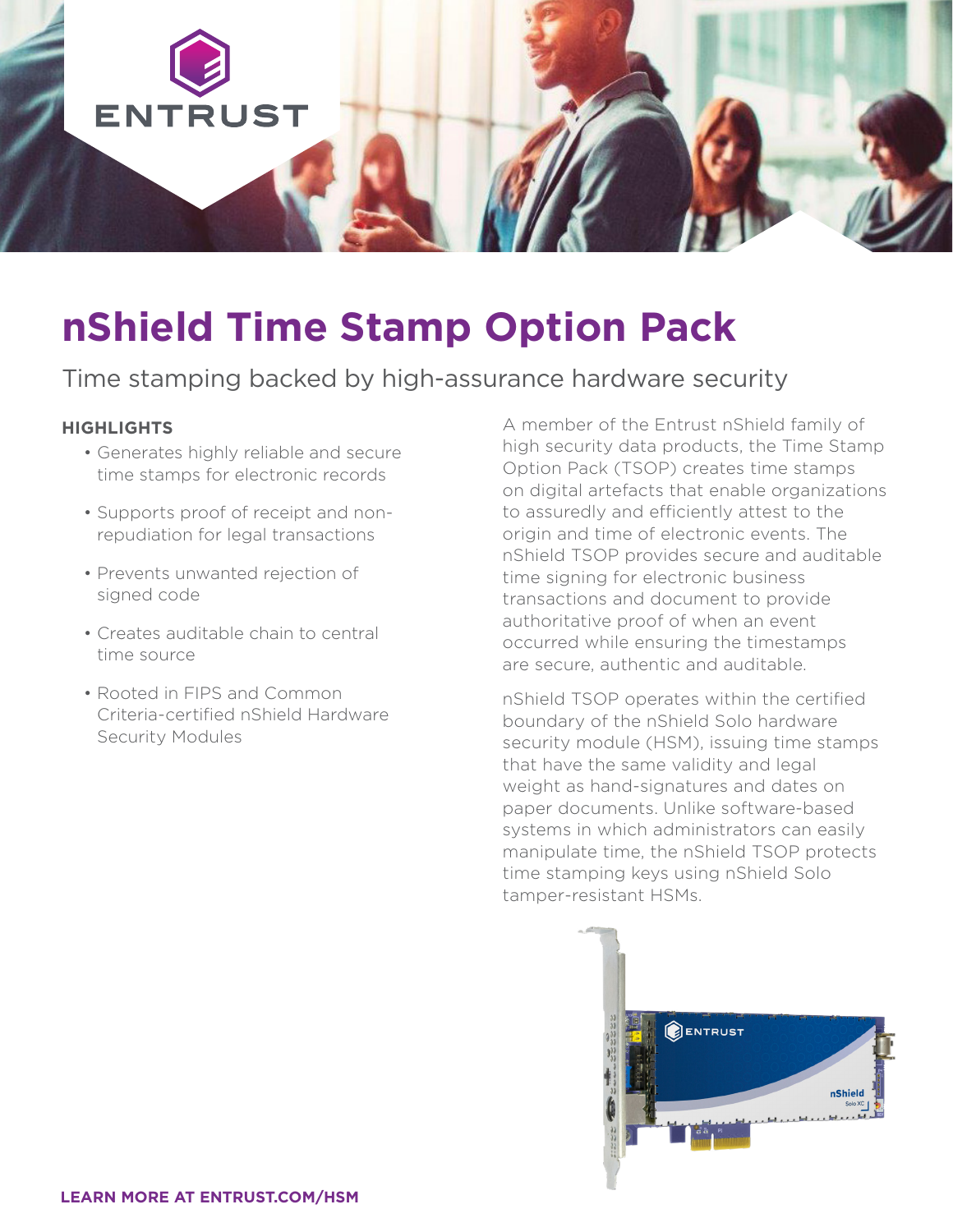# nShield Time Stamp Option Pack

## Time stamping backed by high-assurance hardware security

### HIGHLIGHTS

- Generates highly reliable and secure time stamps for electronic records
- Supports proof of receipt and non-repudiation for legal transactions
- Prevents unwanted rejection of signed code
- Creates auditable chain to central time source
- Rooted in FIPS and Common Criteria-certified nShield Hardware Security Modules

A member of the Entrust nShield family of high security data products, the Time Stamp Option Pack (TSOP) creates time stamps on digital artefacts that enable organizations to assuredly and efficiently attest to the origin and time of electronic events. The nShield TSOP provides secure and auditable time signing for electronic business transactions and document to provide authoritative proof of when an event occurred while ensuring the timestamps are secure, authentic and auditable.

nShield TSOP operates within the certified boundary of the nShield Solo hardware security module (HSM), issuing time stamps that have the same validity and legal weight as hand-signatures and dates on paper documents. Unlike software-based systems in which administrators can easily manipulate time, the nShield TSOP protects time stamping keys using nShield Solo tamper-resistant HSMs.

**LEARN MORE AT ENTRUST.COM/HSM**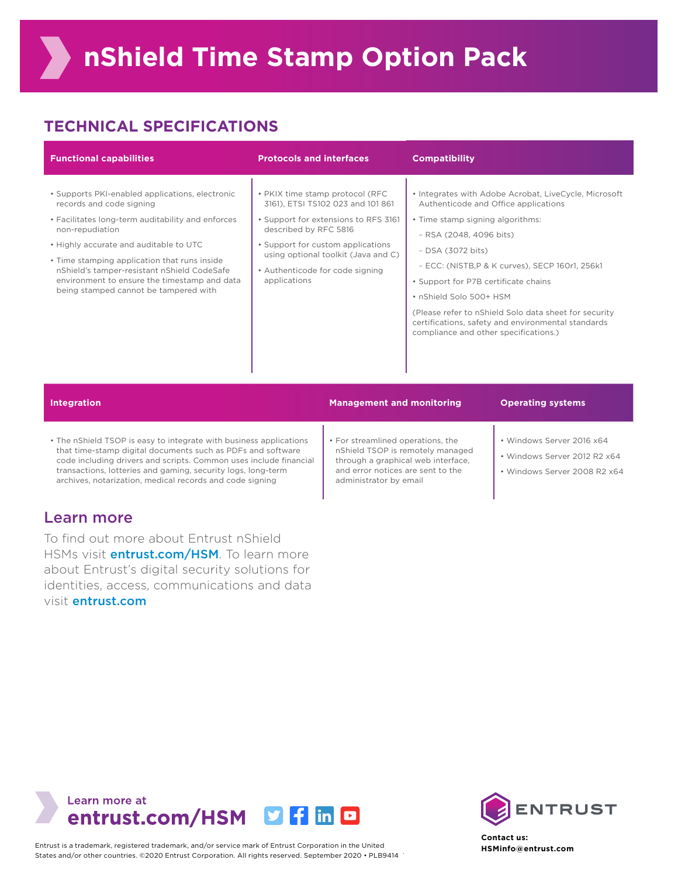# nShield Time Stamp Option Pack

## TECHNICAL SPECIFICATIONS

| Functional capabilities | Protocols and interfaces | Compatibility |
|---|---|---|
| • Supports PKI-enabled applications, electronic records and code signing<br>• Facilitates long-term auditability and enforces non-repudiation<br>• Highly accurate and auditable to UTC<br>• Time stamping application that runs inside nShield's tamper-resistant nShield CodeSafe environment to ensure the timestamp and data being stamped cannot be tampered with | • PKIX time stamp protocol (RFC 3161), ETSI TS102 023 and 101 861<br>• Support for extensions to RFS 3161 described by RFC 5816<br>• Support for custom applications using optional toolkit (Java and C)<br>• Authenticode for code signing applications | • Integrates with Adobe Acrobat, LiveCycle, Microsoft Authenticode and Office applications<br>• Time stamp signing algorithms:<br>– RSA (2048, 4096 bits)<br>– DSA (3072 bits)<br>– ECC: (NISTB,P & K curves), SECP 160r1, 256k1<br>• Support for P7B certificate chains<br>• nShield Solo 500+ HSM<br>(Please refer to nShield Solo data sheet for security certifications, safety and environmental standards compliance and other specifications.) |

| Integration | Management and monitoring | Operating systems |
|---|---|---|
| • The nShield TSOP is easy to integrate with business applications that time-stamp digital documents such as PDFs and software code including drivers and scripts. Common uses include financial transactions, lotteries and gaming, security logs, long-term archives, notarization, medical records and code signing | • For streamlined operations, the nShield TSOP is remotely managed through a graphical web interface, and error notices are sent to the administrator by email | • Windows Server 2016 x64<br>• Windows Server 2012 R2 x64<br>• Windows Server 2008 R2 x64 |

## Learn more

To find out more about Entrust nShield HSMs visit **entrust.com/HSM**. To learn more about Entrust's digital security solutions for identities, access, communications and data visit **entrust.com**

Learn more at
**entrust.com/HSM**

ENTRUST

**Contact us:**
**HSMinfo@entrust.com**

Entrust is a trademark, registered trademark, and/or service mark of Entrust Corporation in the United States and/or other countries. ©2020 Entrust Corporation. All rights reserved. September 2020 • PLB9414